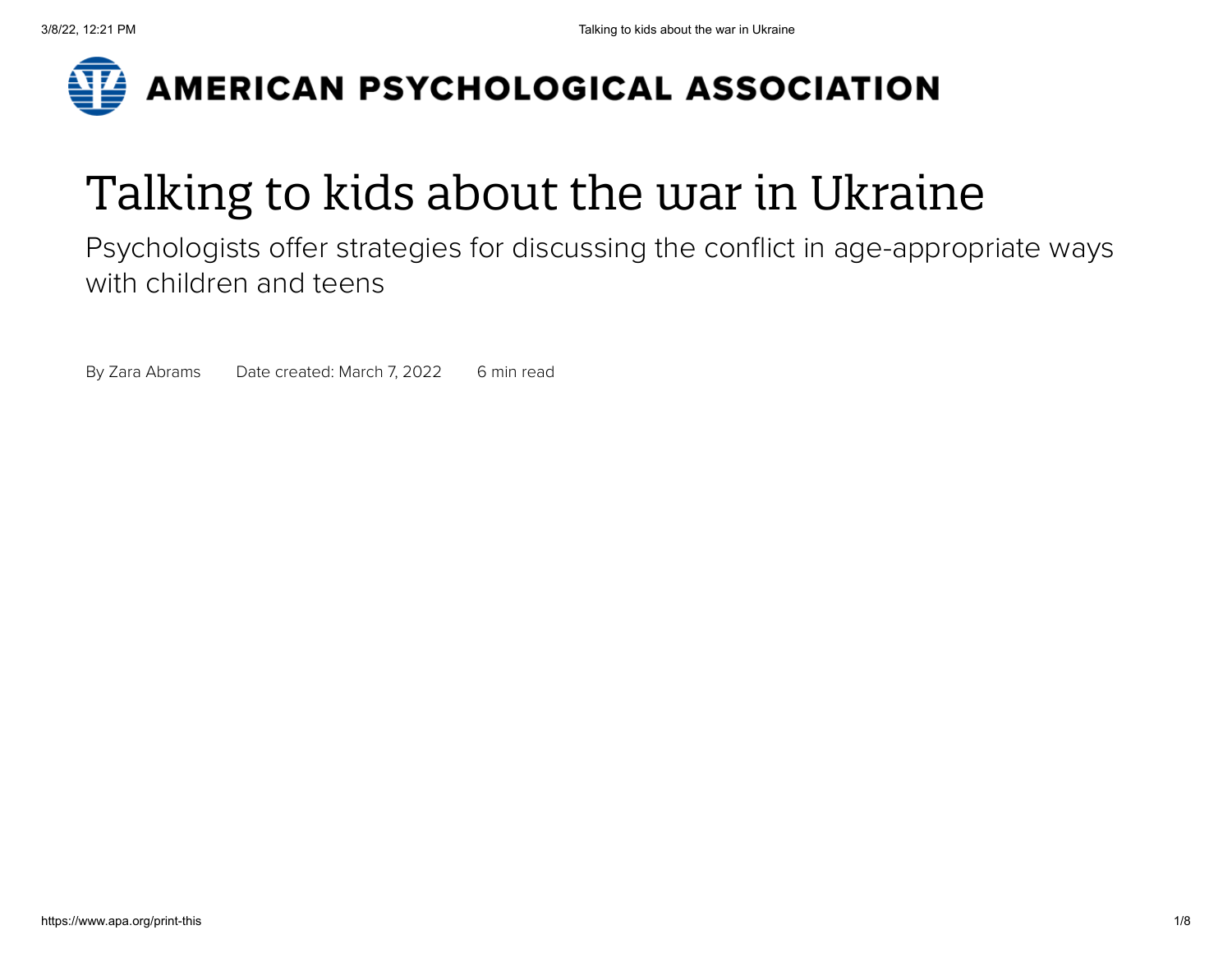AMERICAN PSYCHOLOGICAL ASSOCIATION

# Talking to kids about the war in Ukraine

Psychologists offer strategies for discussing the conflict in age-appropriate ways with children and teens

By Zara Abrams    Date created: March 7, 2022    6 min read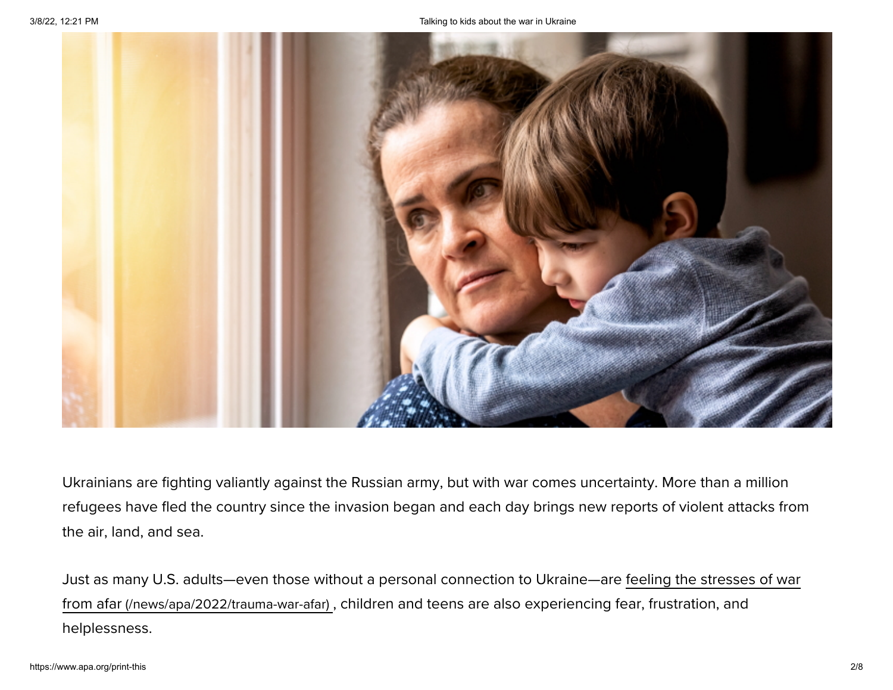Ukrainians are fighting valiantly against the Russian army, but with war comes uncertainty. More than a million refugees have fled the country since the invasion began and each day brings new reports of violent attacks from the air, land, and sea.

Just as many U.S. adults—even those without a personal connection to Ukraine—are feeling the stresses of war from afar (/news/apa/2022/trauma-war-afar), children and teens are also experiencing fear, frustration, and helplessness.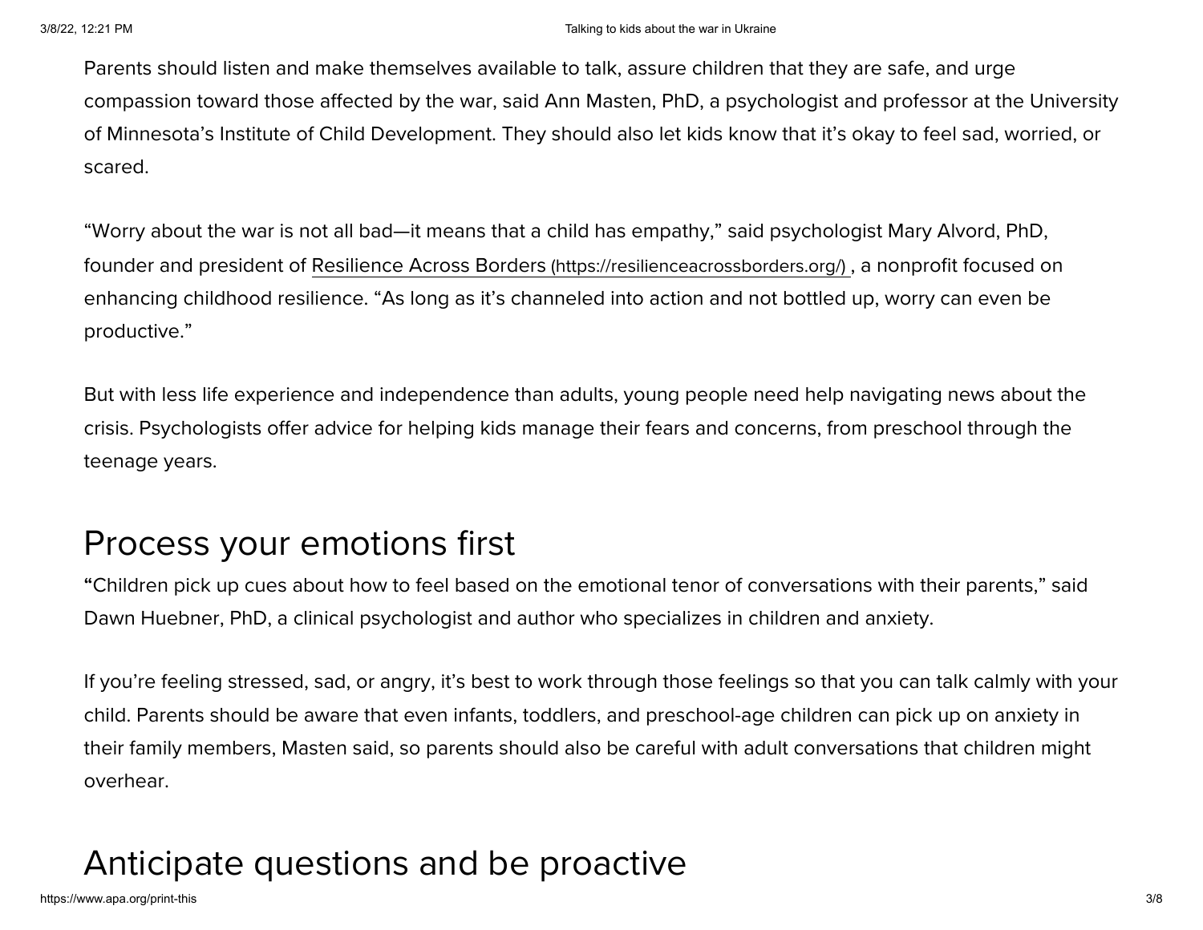Parents should listen and make themselves available to talk, assure children that they are safe, and urge compassion toward those affected by the war, said Ann Masten, PhD, a psychologist and professor at the University of Minnesota's Institute of Child Development. They should also let kids know that it's okay to feel sad, worried, or scared.

"Worry about the war is not all bad—it means that a child has empathy," said psychologist Mary Alvord, PhD, founder and president of Resilience Across Borders (https://resilienceacrossborders.org/) , a nonprofit focused on enhancing childhood resilience. "As long as it's channeled into action and not bottled up, worry can even be productive."

But with less life experience and independence than adults, young people need help navigating news about the crisis. Psychologists offer advice for helping kids manage their fears and concerns, from preschool through the teenage years.

## Process your emotions first

"Children pick up cues about how to feel based on the emotional tenor of conversations with their parents," said Dawn Huebner, PhD, a clinical psychologist and author who specializes in children and anxiety.

If you're feeling stressed, sad, or angry, it's best to work through those feelings so that you can talk calmly with your child. Parents should be aware that even infants, toddlers, and preschool-age children can pick up on anxiety in their family members, Masten said, so parents should also be careful with adult conversations that children might overhear.

## Anticipate questions and be proactive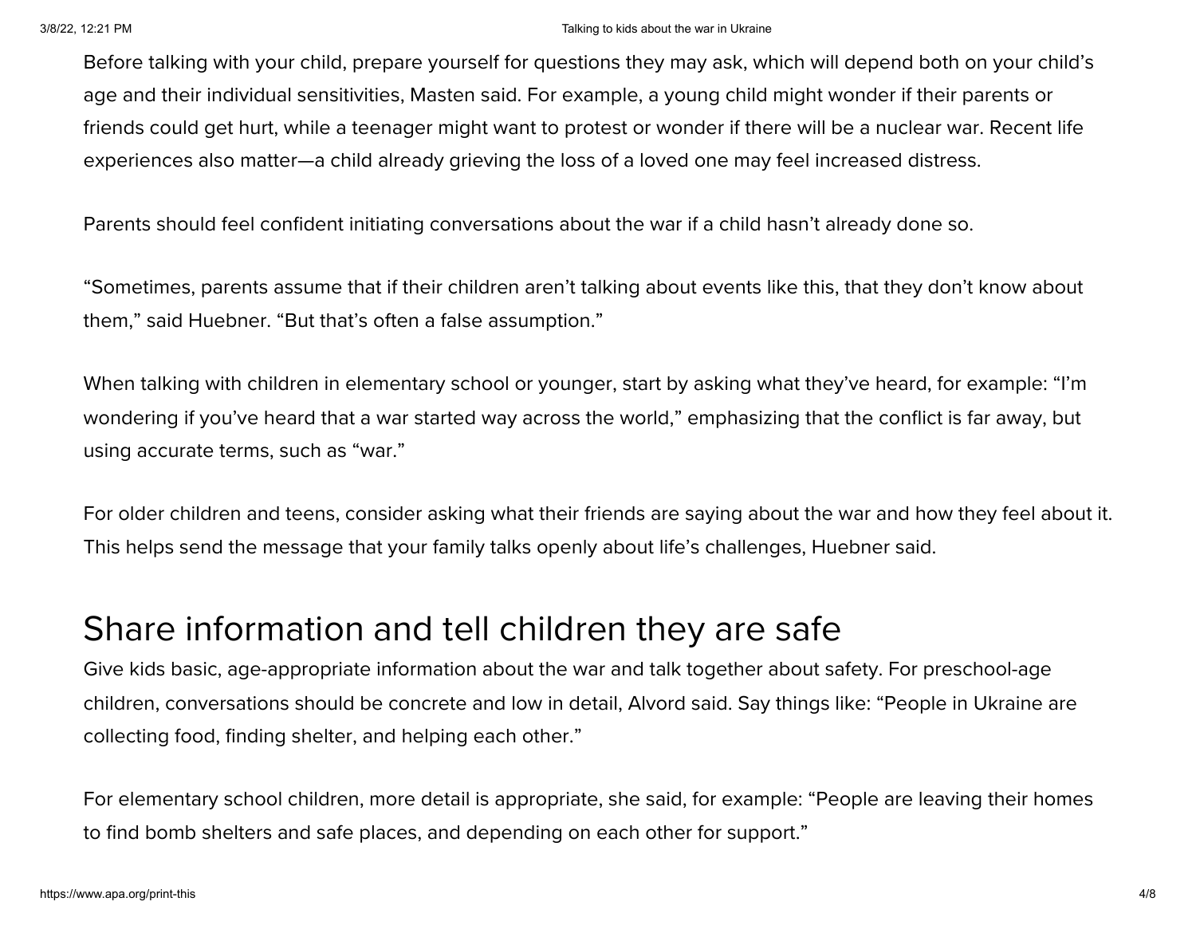Before talking with your child, prepare yourself for questions they may ask, which will depend both on your child's age and their individual sensitivities, Masten said. For example, a young child might wonder if their parents or friends could get hurt, while a teenager might want to protest or wonder if there will be a nuclear war. Recent life experiences also matter—a child already grieving the loss of a loved one may feel increased distress.

Parents should feel confident initiating conversations about the war if a child hasn't already done so.

"Sometimes, parents assume that if their children aren't talking about events like this, that they don't know about them," said Huebner. "But that's often a false assumption."

When talking with children in elementary school or younger, start by asking what they've heard, for example: "I'm wondering if you've heard that a war started way across the world," emphasizing that the conflict is far away, but using accurate terms, such as "war."

For older children and teens, consider asking what their friends are saying about the war and how they feel about it. This helps send the message that your family talks openly about life's challenges, Huebner said.

## Share information and tell children they are safe

Give kids basic, age-appropriate information about the war and talk together about safety. For preschool-age children, conversations should be concrete and low in detail, Alvord said. Say things like: "People in Ukraine are collecting food, finding shelter, and helping each other."

For elementary school children, more detail is appropriate, she said, for example: "People are leaving their homes to find bomb shelters and safe places, and depending on each other for support."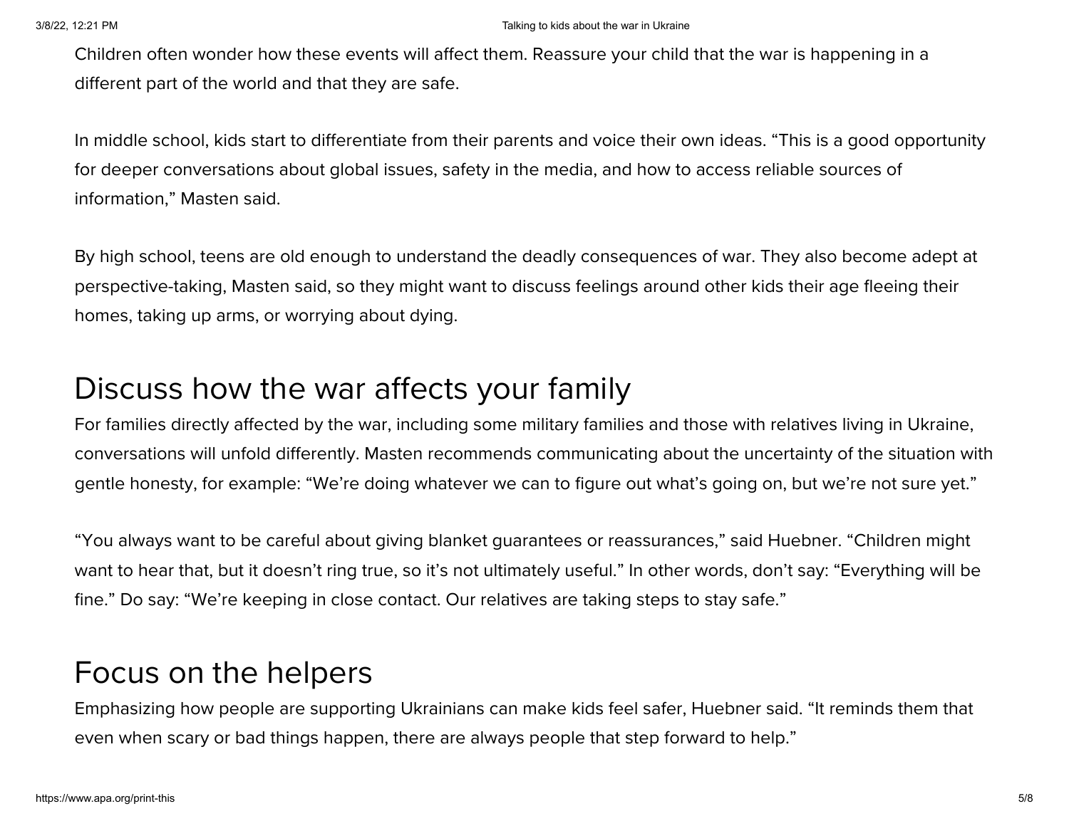Children often wonder how these events will affect them. Reassure your child that the war is happening in a different part of the world and that they are safe.

In middle school, kids start to differentiate from their parents and voice their own ideas. “This is a good opportunity for deeper conversations about global issues, safety in the media, and how to access reliable sources of information,” Masten said.

By high school, teens are old enough to understand the deadly consequences of war. They also become adept at perspective-taking, Masten said, so they might want to discuss feelings around other kids their age fleeing their homes, taking up arms, or worrying about dying.

## Discuss how the war affects your family

For families directly affected by the war, including some military families and those with relatives living in Ukraine, conversations will unfold differently. Masten recommends communicating about the uncertainty of the situation with gentle honesty, for example: “We’re doing whatever we can to figure out what’s going on, but we’re not sure yet.”

“You always want to be careful about giving blanket guarantees or reassurances,” said Huebner. “Children might want to hear that, but it doesn’t ring true, so it’s not ultimately useful.” In other words, don’t say: “Everything will be fine.” Do say: “We’re keeping in close contact. Our relatives are taking steps to stay safe.”

## Focus on the helpers

Emphasizing how people are supporting Ukrainians can make kids feel safer, Huebner said. “It reminds them that even when scary or bad things happen, there are always people that step forward to help.”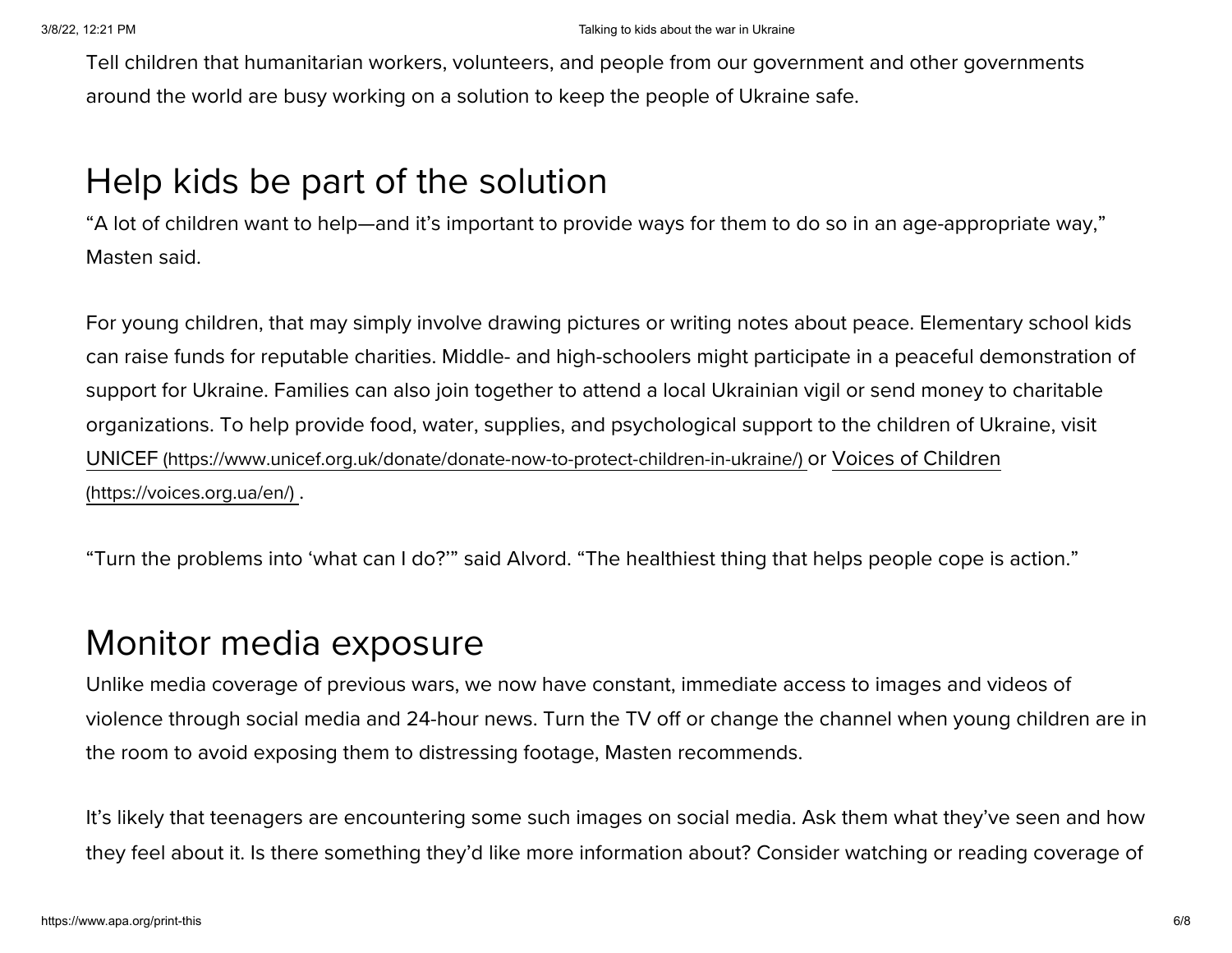Tell children that humanitarian workers, volunteers, and people from our government and other governments around the world are busy working on a solution to keep the people of Ukraine safe.

## Help kids be part of the solution

“A lot of children want to help—and it’s important to provide ways for them to do so in an age-appropriate way,” Masten said.

For young children, that may simply involve drawing pictures or writing notes about peace. Elementary school kids can raise funds for reputable charities. Middle- and high-schoolers might participate in a peaceful demonstration of support for Ukraine. Families can also join together to attend a local Ukrainian vigil or send money to charitable organizations. To help provide food, water, supplies, and psychological support to the children of Ukraine, visit UNICEF (https://www.unicef.org.uk/donate/donate-now-to-protect-children-in-ukraine/) or Voices of Children (https://voices.org.ua/en/) .

“Turn the problems into ‘what can I do?’” said Alvord. “The healthiest thing that helps people cope is action.”

## Monitor media exposure

Unlike media coverage of previous wars, we now have constant, immediate access to images and videos of violence through social media and 24-hour news. Turn the TV off or change the channel when young children are in the room to avoid exposing them to distressing footage, Masten recommends.

It’s likely that teenagers are encountering some such images on social media. Ask them what they’ve seen and how they feel about it. Is there something they’d like more information about? Consider watching or reading coverage of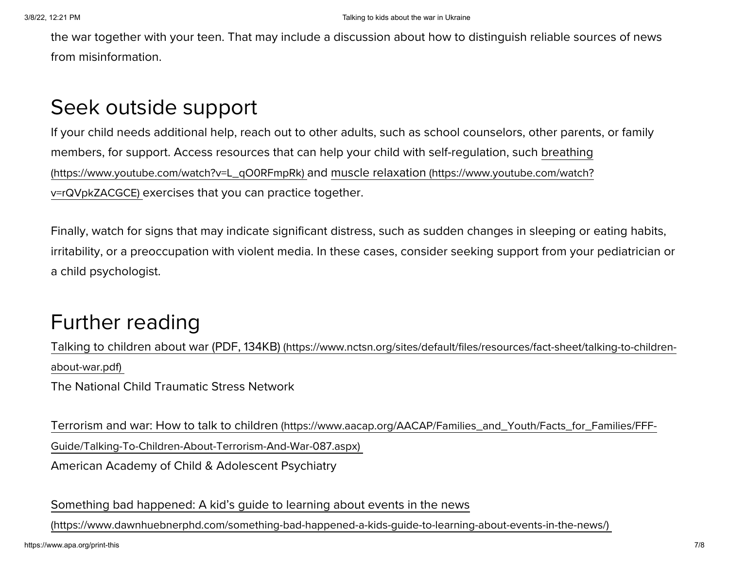the war together with your teen. That may include a discussion about how to distinguish reliable sources of news from misinformation.

## Seek outside support

If your child needs additional help, reach out to other adults, such as school counselors, other parents, or family members, for support. Access resources that can help your child with self-regulation, such breathing (https://www.youtube.com/watch?v=L_qO0RFmpRk) and muscle relaxation (https://www.youtube.com/watch?v=rQVpkZACGCE) exercises that you can practice together.

Finally, watch for signs that may indicate significant distress, such as sudden changes in sleeping or eating habits, irritability, or a preoccupation with violent media. In these cases, consider seeking support from your pediatrician or a child psychologist.

## Further reading

Talking to children about war (PDF, 134KB) (https://www.nctsn.org/sites/default/files/resources/fact-sheet/talking-to-children-about-war.pdf)
The National Child Traumatic Stress Network

Terrorism and war: How to talk to children (https://www.aacap.org/AACAP/Families_and_Youth/Facts_for_Families/FFF-Guide/Talking-To-Children-About-Terrorism-And-War-087.aspx)
American Academy of Child & Adolescent Psychiatry

Something bad happened: A kid's guide to learning about events in the news (https://www.dawnhuebnerphd.com/something-bad-happened-a-kids-guide-to-learning-about-events-in-the-news/)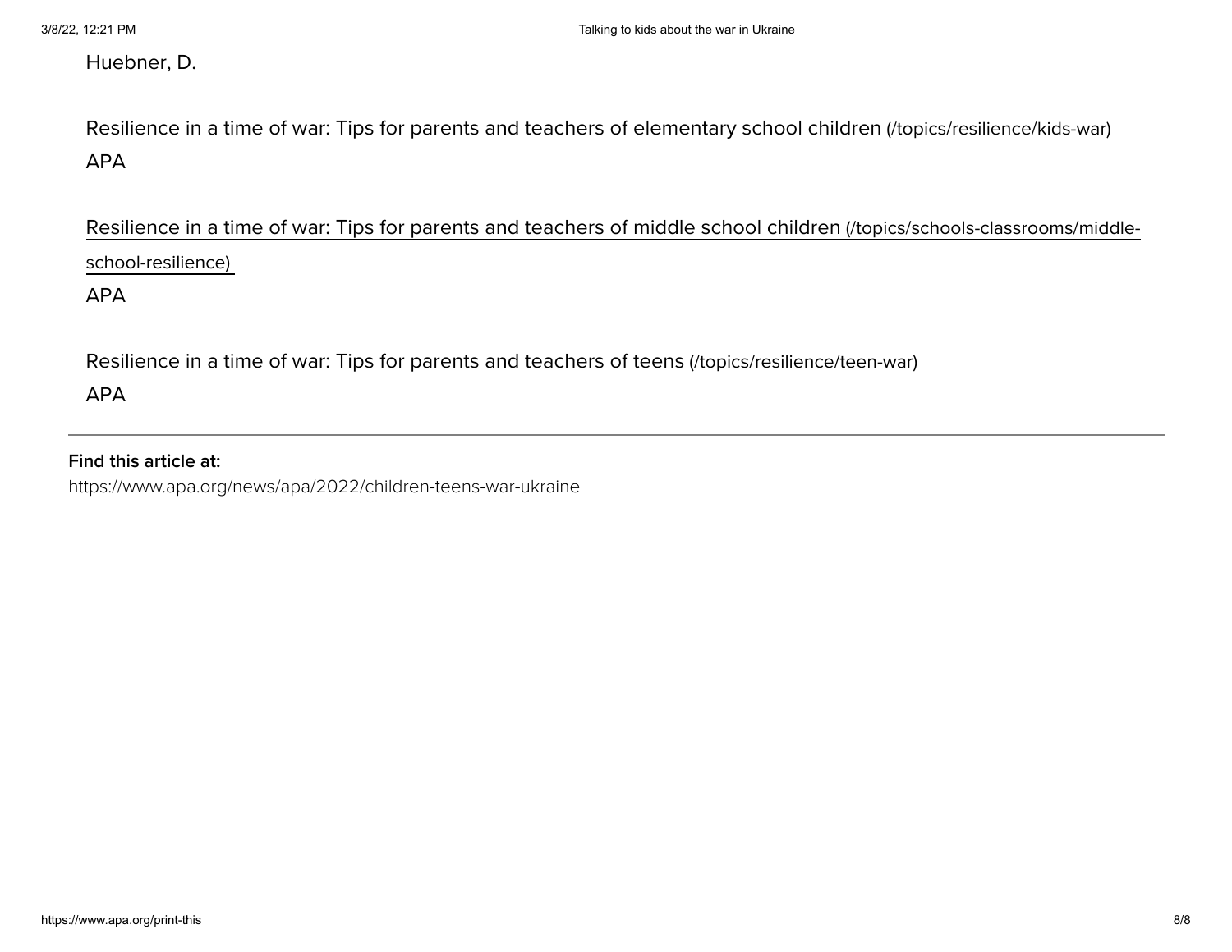Huebner, D.

Resilience in a time of war: Tips for parents and teachers of elementary school children (/topics/resilience/kids-war)
APA

Resilience in a time of war: Tips for parents and teachers of middle school children (/topics/schools-classrooms/middle-school-resilience)
APA

Resilience in a time of war: Tips for parents and teachers of teens (/topics/resilience/teen-war)
APA

---

**Find this article at:**
https://www.apa.org/news/apa/2022/children-teens-war-ukraine